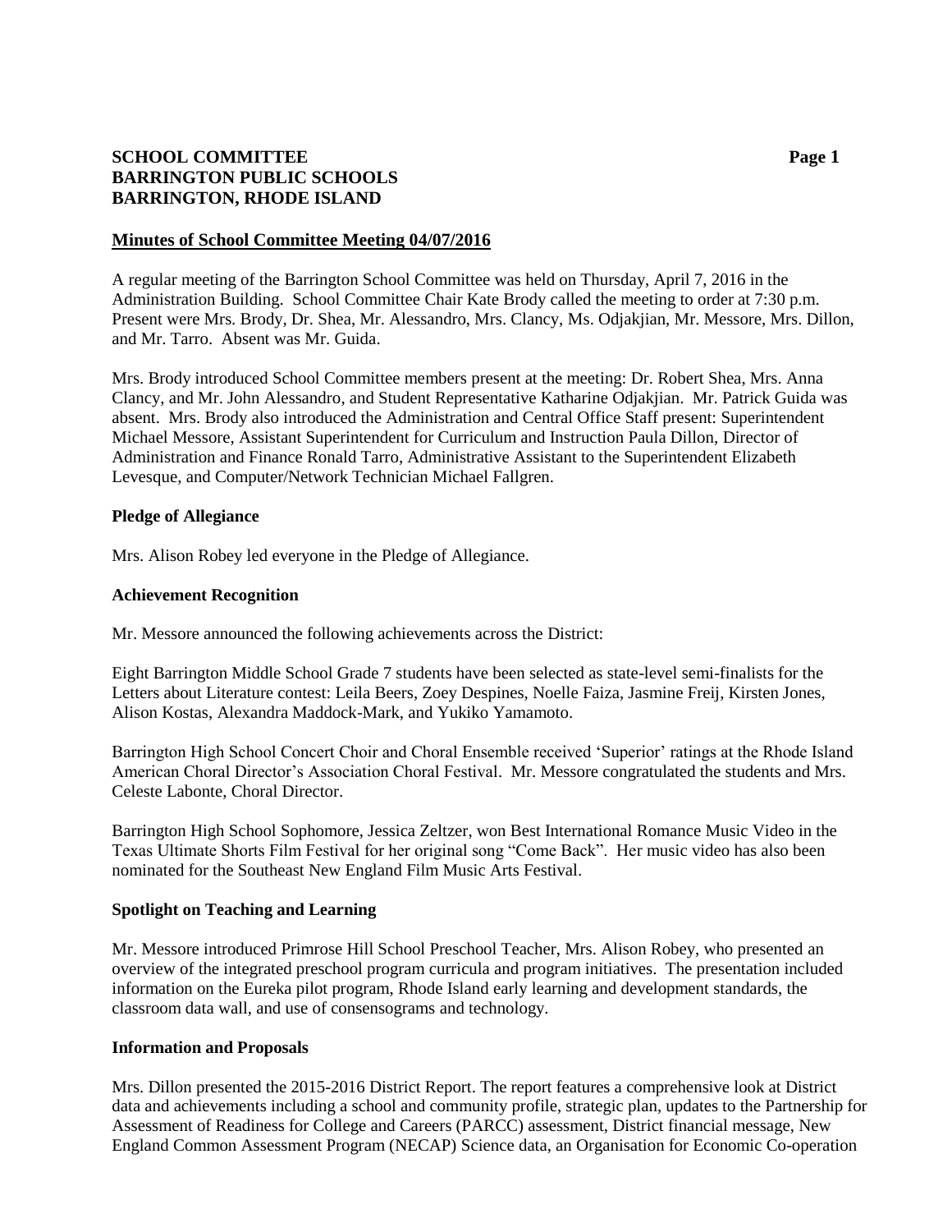**SCHOOL COMMITTEE**
**BARRINGTON PUBLIC SCHOOLS**
**BARRINGTON, RHODE ISLAND**

## Minutes of School Committee Meeting 04/07/2016

A regular meeting of the Barrington School Committee was held on Thursday, April 7, 2016 in the Administration Building. School Committee Chair Kate Brody called the meeting to order at 7:30 p.m. Present were Mrs. Brody, Dr. Shea, Mr. Alessandro, Mrs. Clancy, Ms. Odjakjian, Mr. Messore, Mrs. Dillon, and Mr. Tarro. Absent was Mr. Guida.

Mrs. Brody introduced School Committee members present at the meeting: Dr. Robert Shea, Mrs. Anna Clancy, and Mr. John Alessandro, and Student Representative Katharine Odjakjian. Mr. Patrick Guida was absent. Mrs. Brody also introduced the Administration and Central Office Staff present: Superintendent Michael Messore, Assistant Superintendent for Curriculum and Instruction Paula Dillon, Director of Administration and Finance Ronald Tarro, Administrative Assistant to the Superintendent Elizabeth Levesque, and Computer/Network Technician Michael Fallgren.

### Pledge of Allegiance

Mrs. Alison Robey led everyone in the Pledge of Allegiance.

### Achievement Recognition

Mr. Messore announced the following achievements across the District:

Eight Barrington Middle School Grade 7 students have been selected as state-level semi-finalists for the Letters about Literature contest: Leila Beers, Zoey Despines, Noelle Faiza, Jasmine Freij, Kirsten Jones, Alison Kostas, Alexandra Maddock-Mark, and Yukiko Yamamoto.

Barrington High School Concert Choir and Choral Ensemble received 'Superior' ratings at the Rhode Island American Choral Director's Association Choral Festival. Mr. Messore congratulated the students and Mrs. Celeste Labonte, Choral Director.

Barrington High School Sophomore, Jessica Zeltzer, won Best International Romance Music Video in the Texas Ultimate Shorts Film Festival for her original song "Come Back". Her music video has also been nominated for the Southeast New England Film Music Arts Festival.

### Spotlight on Teaching and Learning

Mr. Messore introduced Primrose Hill School Preschool Teacher, Mrs. Alison Robey, who presented an overview of the integrated preschool program curricula and program initiatives. The presentation included information on the Eureka pilot program, Rhode Island early learning and development standards, the classroom data wall, and use of consensograms and technology.

### Information and Proposals

Mrs. Dillon presented the 2015-2016 District Report. The report features a comprehensive look at District data and achievements including a school and community profile, strategic plan, updates to the Partnership for Assessment of Readiness for College and Careers (PARCC) assessment, District financial message, New England Common Assessment Program (NECAP) Science data, an Organisation for Economic Co-operation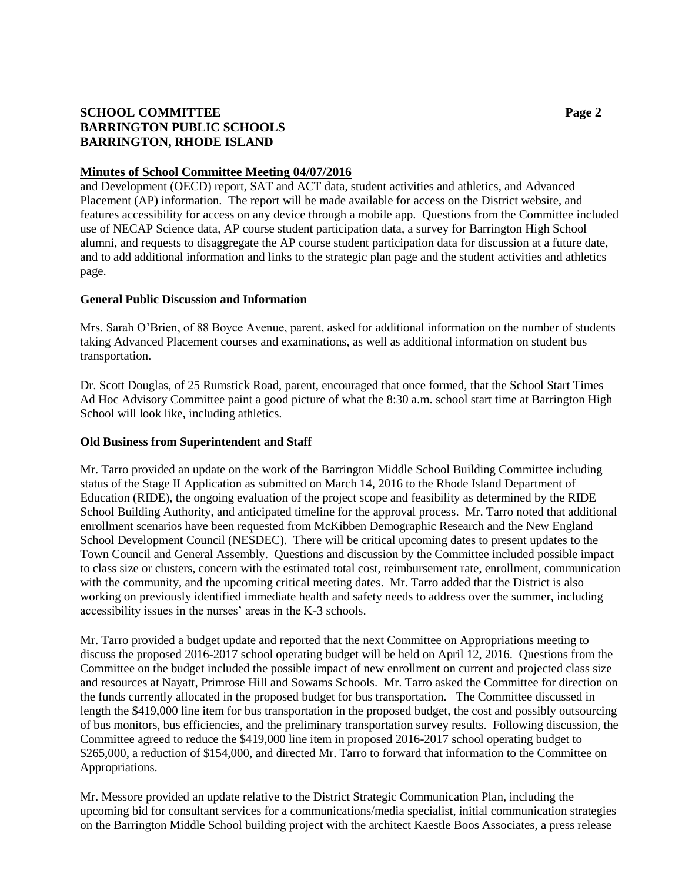## Minutes of School Committee Meeting 04/07/2016

and Development (OECD) report, SAT and ACT data, student activities and athletics, and Advanced Placement (AP) information. The report will be made available for access on the District website, and features accessibility for access on any device through a mobile app. Questions from the Committee included use of NECAP Science data, AP course student participation data, a survey for Barrington High School alumni, and requests to disaggregate the AP course student participation data for discussion at a future date, and to add additional information and links to the strategic plan page and the student activities and athletics page.

### General Public Discussion and Information

Mrs. Sarah O'Brien, of 88 Boyce Avenue, parent, asked for additional information on the number of students taking Advanced Placement courses and examinations, as well as additional information on student bus transportation.

Dr. Scott Douglas, of 25 Rumstick Road, parent, encouraged that once formed, that the School Start Times Ad Hoc Advisory Committee paint a good picture of what the 8:30 a.m. school start time at Barrington High School will look like, including athletics.

### Old Business from Superintendent and Staff

Mr. Tarro provided an update on the work of the Barrington Middle School Building Committee including status of the Stage II Application as submitted on March 14, 2016 to the Rhode Island Department of Education (RIDE), the ongoing evaluation of the project scope and feasibility as determined by the RIDE School Building Authority, and anticipated timeline for the approval process. Mr. Tarro noted that additional enrollment scenarios have been requested from McKibben Demographic Research and the New England School Development Council (NESDEC). There will be critical upcoming dates to present updates to the Town Council and General Assembly. Questions and discussion by the Committee included possible impact to class size or clusters, concern with the estimated total cost, reimbursement rate, enrollment, communication with the community, and the upcoming critical meeting dates. Mr. Tarro added that the District is also working on previously identified immediate health and safety needs to address over the summer, including accessibility issues in the nurses' areas in the K-3 schools.

Mr. Tarro provided a budget update and reported that the next Committee on Appropriations meeting to discuss the proposed 2016-2017 school operating budget will be held on April 12, 2016. Questions from the Committee on the budget included the possible impact of new enrollment on current and projected class size and resources at Nayatt, Primrose Hill and Sowams Schools. Mr. Tarro asked the Committee for direction on the funds currently allocated in the proposed budget for bus transportation. The Committee discussed in length the $419,000 line item for bus transportation in the proposed budget, the cost and possibly outsourcing of bus monitors, bus efficiencies, and the preliminary transportation survey results. Following discussion, the Committee agreed to reduce the $419,000 line item in proposed 2016-2017 school operating budget to $265,000, a reduction of $154,000, and directed Mr. Tarro to forward that information to the Committee on Appropriations.

Mr. Messore provided an update relative to the District Strategic Communication Plan, including the upcoming bid for consultant services for a communications/media specialist, initial communication strategies on the Barrington Middle School building project with the architect Kaestle Boos Associates, a press release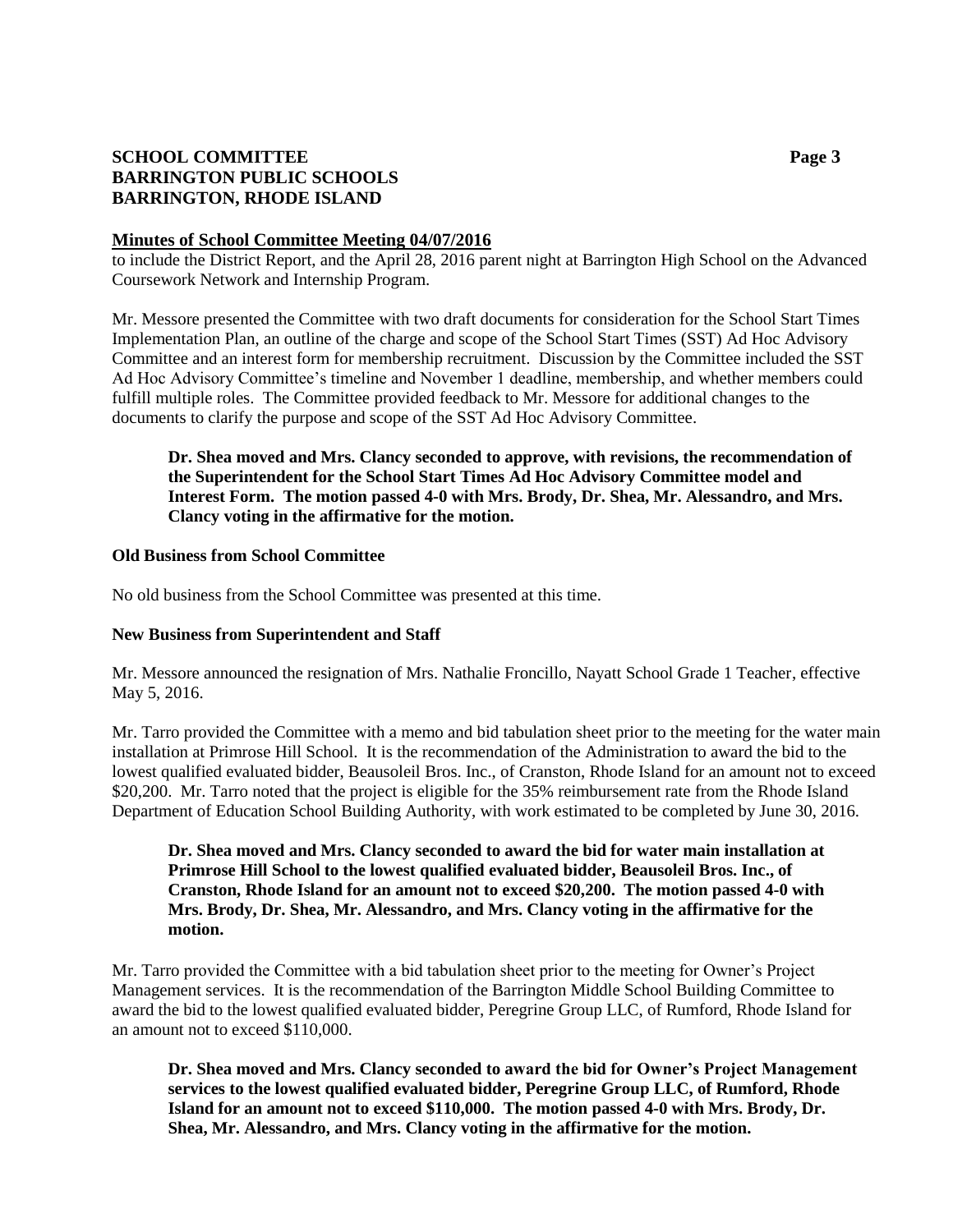**Minutes of School Committee Meeting 04/07/2016**

to include the District Report, and the April 28, 2016 parent night at Barrington High School on the Advanced Coursework Network and Internship Program.

Mr. Messore presented the Committee with two draft documents for consideration for the School Start Times Implementation Plan, an outline of the charge and scope of the School Start Times (SST) Ad Hoc Advisory Committee and an interest form for membership recruitment. Discussion by the Committee included the SST Ad Hoc Advisory Committee's timeline and November 1 deadline, membership, and whether members could fulfill multiple roles. The Committee provided feedback to Mr. Messore for additional changes to the documents to clarify the purpose and scope of the SST Ad Hoc Advisory Committee.

> **Dr. Shea moved and Mrs. Clancy seconded to approve, with revisions, the recommendation of the Superintendent for the School Start Times Ad Hoc Advisory Committee model and Interest Form. The motion passed 4-0 with Mrs. Brody, Dr. Shea, Mr. Alessandro, and Mrs. Clancy voting in the affirmative for the motion.**

**Old Business from School Committee**

No old business from the School Committee was presented at this time.

**New Business from Superintendent and Staff**

Mr. Messore announced the resignation of Mrs. Nathalie Froncillo, Nayatt School Grade 1 Teacher, effective May 5, 2016.

Mr. Tarro provided the Committee with a memo and bid tabulation sheet prior to the meeting for the water main installation at Primrose Hill School. It is the recommendation of the Administration to award the bid to the lowest qualified evaluated bidder, Beausoleil Bros. Inc., of Cranston, Rhode Island for an amount not to exceed \$20,200. Mr. Tarro noted that the project is eligible for the 35% reimbursement rate from the Rhode Island Department of Education School Building Authority, with work estimated to be completed by June 30, 2016.

> **Dr. Shea moved and Mrs. Clancy seconded to award the bid for water main installation at Primrose Hill School to the lowest qualified evaluated bidder, Beausoleil Bros. Inc., of Cranston, Rhode Island for an amount not to exceed \$20,200. The motion passed 4-0 with Mrs. Brody, Dr. Shea, Mr. Alessandro, and Mrs. Clancy voting in the affirmative for the motion.**

Mr. Tarro provided the Committee with a bid tabulation sheet prior to the meeting for Owner's Project Management services. It is the recommendation of the Barrington Middle School Building Committee to award the bid to the lowest qualified evaluated bidder, Peregrine Group LLC, of Rumford, Rhode Island for an amount not to exceed \$110,000.

> **Dr. Shea moved and Mrs. Clancy seconded to award the bid for Owner's Project Management services to the lowest qualified evaluated bidder, Peregrine Group LLC, of Rumford, Rhode Island for an amount not to exceed \$110,000. The motion passed 4-0 with Mrs. Brody, Dr. Shea, Mr. Alessandro, and Mrs. Clancy voting in the affirmative for the motion.**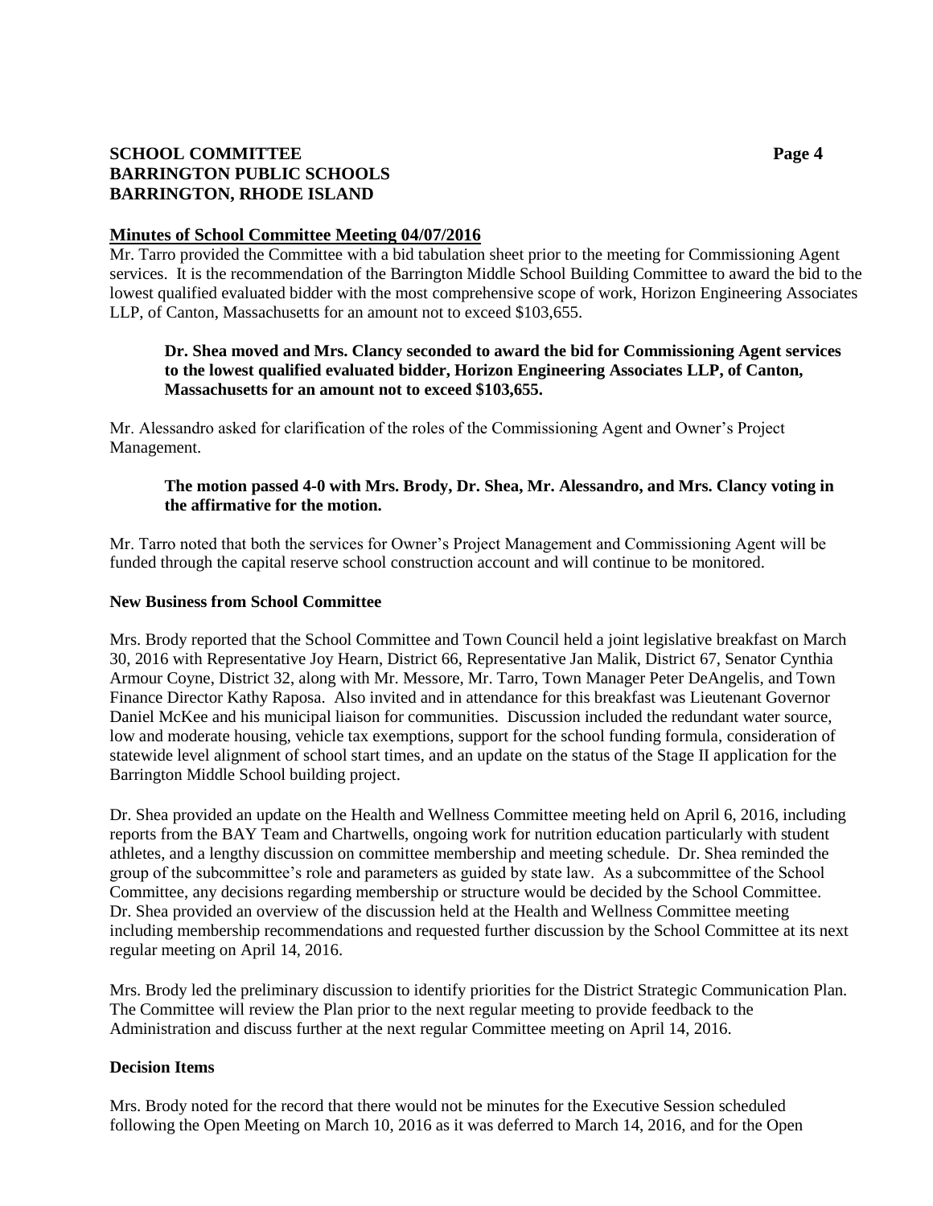## Minutes of School Committee Meeting 04/07/2016

Mr. Tarro provided the Committee with a bid tabulation sheet prior to the meeting for Commissioning Agent services. It is the recommendation of the Barrington Middle School Building Committee to award the bid to the lowest qualified evaluated bidder with the most comprehensive scope of work, Horizon Engineering Associates LLP, of Canton, Massachusetts for an amount not to exceed $103,655.

> **Dr. Shea moved and Mrs. Clancy seconded to award the bid for Commissioning Agent services to the lowest qualified evaluated bidder, Horizon Engineering Associates LLP, of Canton, Massachusetts for an amount not to exceed $103,655.**

Mr. Alessandro asked for clarification of the roles of the Commissioning Agent and Owner's Project Management.

> **The motion passed 4-0 with Mrs. Brody, Dr. Shea, Mr. Alessandro, and Mrs. Clancy voting in the affirmative for the motion.**

Mr. Tarro noted that both the services for Owner's Project Management and Commissioning Agent will be funded through the capital reserve school construction account and will continue to be monitored.

### New Business from School Committee

Mrs. Brody reported that the School Committee and Town Council held a joint legislative breakfast on March 30, 2016 with Representative Joy Hearn, District 66, Representative Jan Malik, District 67, Senator Cynthia Armour Coyne, District 32, along with Mr. Messore, Mr. Tarro, Town Manager Peter DeAngelis, and Town Finance Director Kathy Raposa. Also invited and in attendance for this breakfast was Lieutenant Governor Daniel McKee and his municipal liaison for communities. Discussion included the redundant water source, low and moderate housing, vehicle tax exemptions, support for the school funding formula, consideration of statewide level alignment of school start times, and an update on the status of the Stage II application for the Barrington Middle School building project.

Dr. Shea provided an update on the Health and Wellness Committee meeting held on April 6, 2016, including reports from the BAY Team and Chartwells, ongoing work for nutrition education particularly with student athletes, and a lengthy discussion on committee membership and meeting schedule. Dr. Shea reminded the group of the subcommittee's role and parameters as guided by state law. As a subcommittee of the School Committee, any decisions regarding membership or structure would be decided by the School Committee. Dr. Shea provided an overview of the discussion held at the Health and Wellness Committee meeting including membership recommendations and requested further discussion by the School Committee at its next regular meeting on April 14, 2016.

Mrs. Brody led the preliminary discussion to identify priorities for the District Strategic Communication Plan. The Committee will review the Plan prior to the next regular meeting to provide feedback to the Administration and discuss further at the next regular Committee meeting on April 14, 2016.

### Decision Items

Mrs. Brody noted for the record that there would not be minutes for the Executive Session scheduled following the Open Meeting on March 10, 2016 as it was deferred to March 14, 2016, and for the Open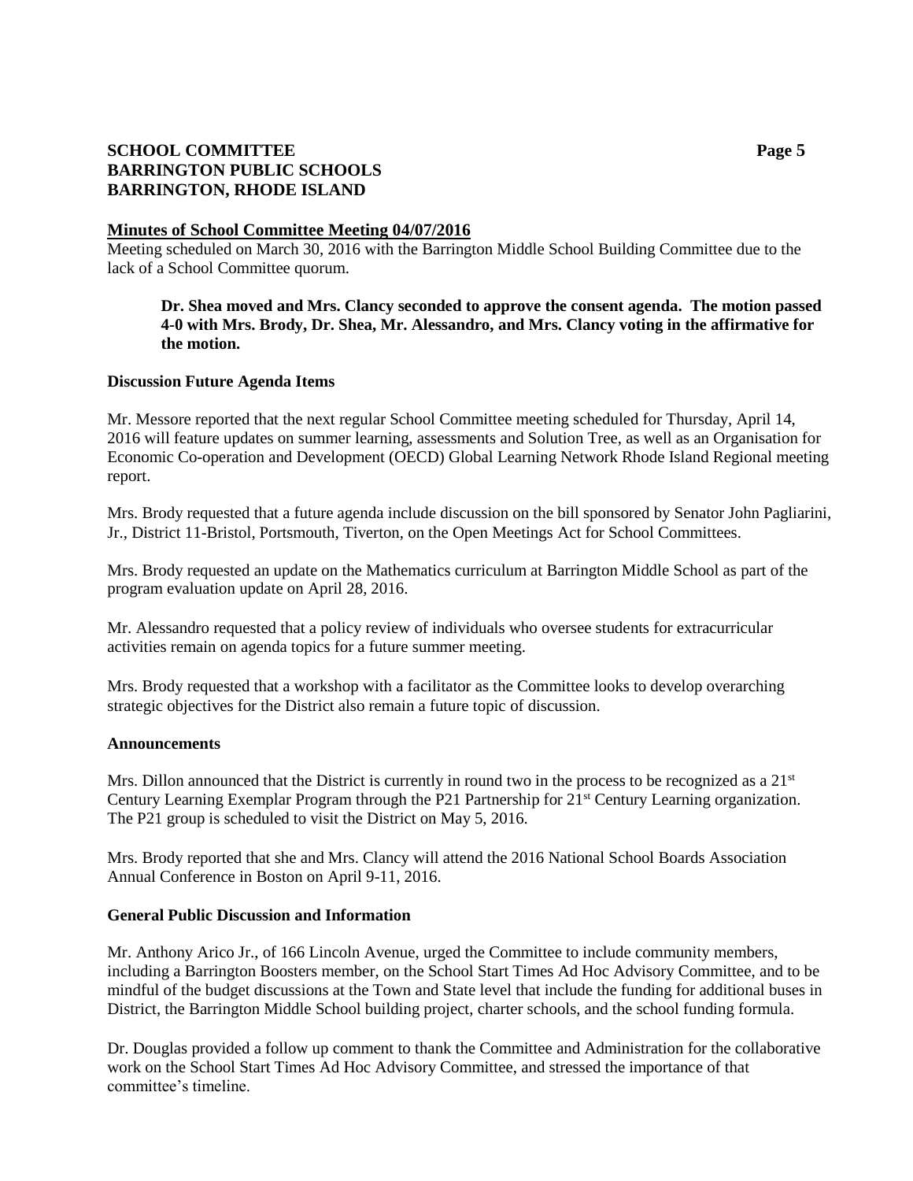**Minutes of School Committee Meeting 04/07/2016**

Meeting scheduled on March 30, 2016 with the Barrington Middle School Building Committee due to the lack of a School Committee quorum.

> **Dr. Shea moved and Mrs. Clancy seconded to approve the consent agenda. The motion passed 4-0 with Mrs. Brody, Dr. Shea, Mr. Alessandro, and Mrs. Clancy voting in the affirmative for the motion.**

### Discussion Future Agenda Items

Mr. Messore reported that the next regular School Committee meeting scheduled for Thursday, April 14, 2016 will feature updates on summer learning, assessments and Solution Tree, as well as an Organisation for Economic Co-operation and Development (OECD) Global Learning Network Rhode Island Regional meeting report.

Mrs. Brody requested that a future agenda include discussion on the bill sponsored by Senator John Pagliarini, Jr., District 11-Bristol, Portsmouth, Tiverton, on the Open Meetings Act for School Committees.

Mrs. Brody requested an update on the Mathematics curriculum at Barrington Middle School as part of the program evaluation update on April 28, 2016.

Mr. Alessandro requested that a policy review of individuals who oversee students for extracurricular activities remain on agenda topics for a future summer meeting.

Mrs. Brody requested that a workshop with a facilitator as the Committee looks to develop overarching strategic objectives for the District also remain a future topic of discussion.

### Announcements

Mrs. Dillon announced that the District is currently in round two in the process to be recognized as a 21st Century Learning Exemplar Program through the P21 Partnership for 21st Century Learning organization. The P21 group is scheduled to visit the District on May 5, 2016.

Mrs. Brody reported that she and Mrs. Clancy will attend the 2016 National School Boards Association Annual Conference in Boston on April 9-11, 2016.

### General Public Discussion and Information

Mr. Anthony Arico Jr., of 166 Lincoln Avenue, urged the Committee to include community members, including a Barrington Boosters member, on the School Start Times Ad Hoc Advisory Committee, and to be mindful of the budget discussions at the Town and State level that include the funding for additional buses in District, the Barrington Middle School building project, charter schools, and the school funding formula.

Dr. Douglas provided a follow up comment to thank the Committee and Administration for the collaborative work on the School Start Times Ad Hoc Advisory Committee, and stressed the importance of that committee's timeline.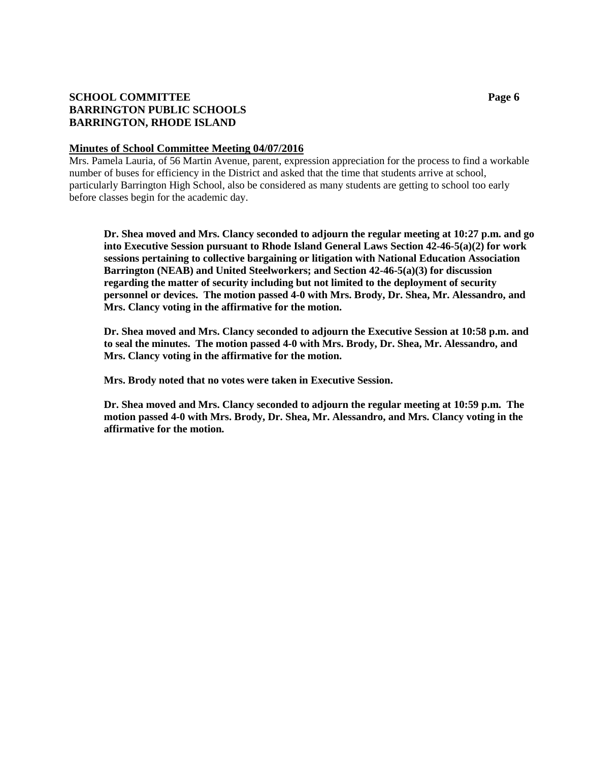**Minutes of School Committee Meeting 04/07/2016**

Mrs. Pamela Lauria, of 56 Martin Avenue, parent, expression appreciation for the process to find a workable number of buses for efficiency in the District and asked that the time that students arrive at school, particularly Barrington High School, also be considered as many students are getting to school too early before classes begin for the academic day.

**Dr. Shea moved and Mrs. Clancy seconded to adjourn the regular meeting at 10:27 p.m. and go into Executive Session pursuant to Rhode Island General Laws Section 42-46-5(a)(2) for work sessions pertaining to collective bargaining or litigation with National Education Association Barrington (NEAB) and United Steelworkers; and Section 42-46-5(a)(3) for discussion regarding the matter of security including but not limited to the deployment of security personnel or devices. The motion passed 4-0 with Mrs. Brody, Dr. Shea, Mr. Alessandro, and Mrs. Clancy voting in the affirmative for the motion.**

**Dr. Shea moved and Mrs. Clancy seconded to adjourn the Executive Session at 10:58 p.m. and to seal the minutes. The motion passed 4-0 with Mrs. Brody, Dr. Shea, Mr. Alessandro, and Mrs. Clancy voting in the affirmative for the motion.**

**Mrs. Brody noted that no votes were taken in Executive Session.**

**Dr. Shea moved and Mrs. Clancy seconded to adjourn the regular meeting at 10:59 p.m. The motion passed 4-0 with Mrs. Brody, Dr. Shea, Mr. Alessandro, and Mrs. Clancy voting in the affirmative for the motion.**